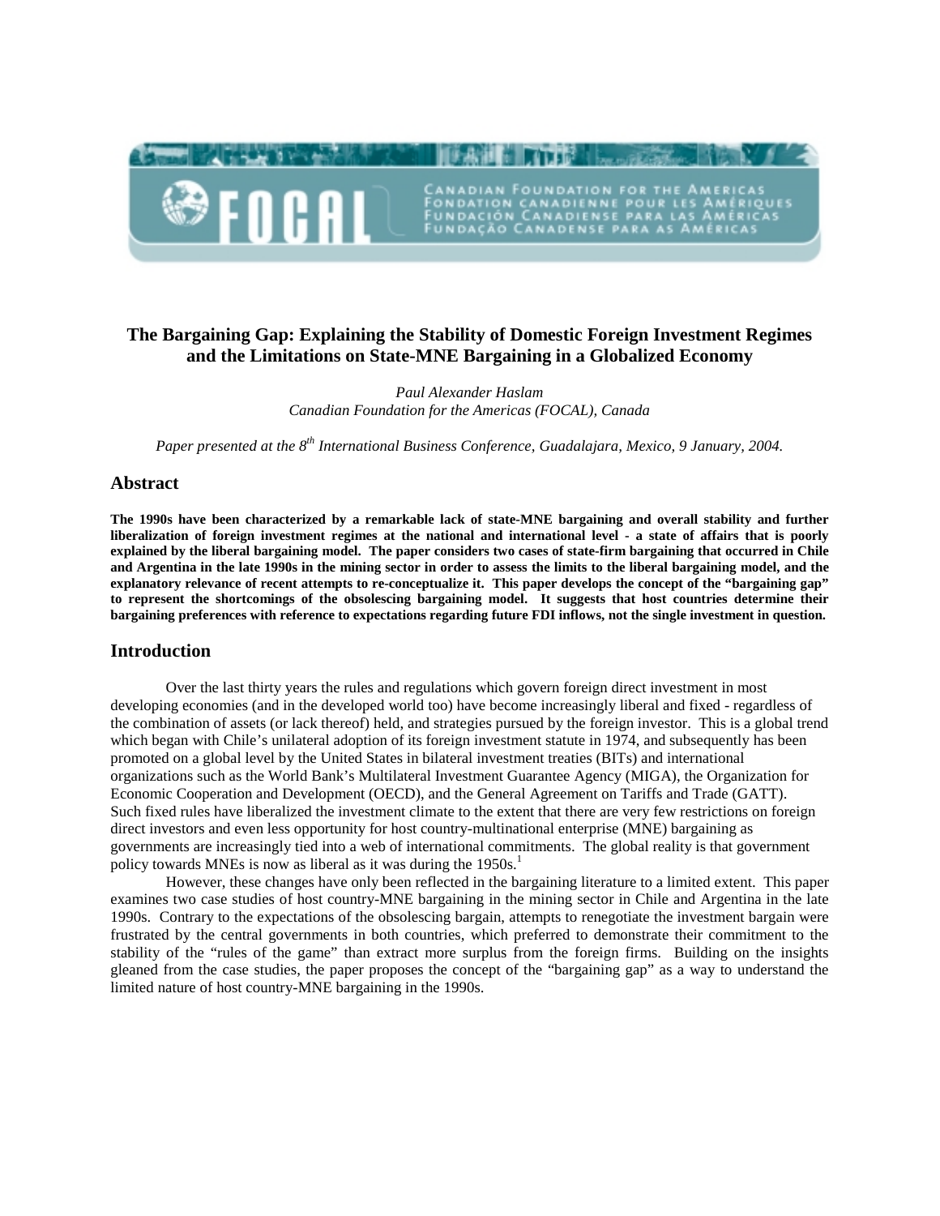# The Bargaining Gap: Explaining the Stability of Domestic Foreign Investment Regimes and the Limitations on State-MNE Bargaining in a Globalized Economy

*Paul Alexander Haslam*
*Canadian Foundation for the Americas (FOCAL), Canada*

*Paper presented at the 8th International Business Conference, Guadalajara, Mexico, 9 January, 2004.*

## Abstract

**The 1990s have been characterized by a remarkable lack of state-MNE bargaining and overall stability and further liberalization of foreign investment regimes at the national and international level - a state of affairs that is poorly explained by the liberal bargaining model. The paper considers two cases of state-firm bargaining that occurred in Chile and Argentina in the late 1990s in the mining sector in order to assess the limits to the liberal bargaining model, and the explanatory relevance of recent attempts to re-conceptualize it. This paper develops the concept of the "bargaining gap" to represent the shortcomings of the obsolescing bargaining model. It suggests that host countries determine their bargaining preferences with reference to expectations regarding future FDI inflows, not the single investment in question.**

## Introduction

Over the last thirty years the rules and regulations which govern foreign direct investment in most developing economies (and in the developed world too) have become increasingly liberal and fixed - regardless of the combination of assets (or lack thereof) held, and strategies pursued by the foreign investor. This is a global trend which began with Chile's unilateral adoption of its foreign investment statute in 1974, and subsequently has been promoted on a global level by the United States in bilateral investment treaties (BITs) and international organizations such as the World Bank's Multilateral Investment Guarantee Agency (MIGA), the Organization for Economic Cooperation and Development (OECD), and the General Agreement on Tariffs and Trade (GATT). Such fixed rules have liberalized the investment climate to the extent that there are very few restrictions on foreign direct investors and even less opportunity for host country-multinational enterprise (MNE) bargaining as governments are increasingly tied into a web of international commitments. The global reality is that government policy towards MNEs is now as liberal as it was during the 1950s.[1]

However, these changes have only been reflected in the bargaining literature to a limited extent. This paper examines two case studies of host country-MNE bargaining in the mining sector in Chile and Argentina in the late 1990s. Contrary to the expectations of the obsolescing bargain, attempts to renegotiate the investment bargain were frustrated by the central governments in both countries, which preferred to demonstrate their commitment to the stability of the "rules of the game" than extract more surplus from the foreign firms. Building on the insights gleaned from the case studies, the paper proposes the concept of the "bargaining gap" as a way to understand the limited nature of host country-MNE bargaining in the 1990s.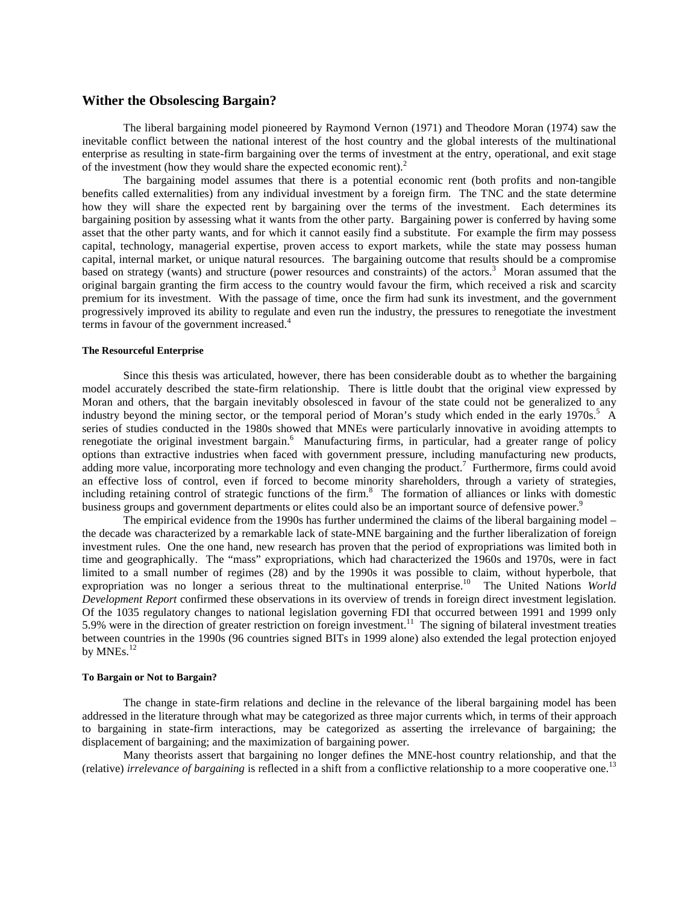## Wither the Obsolescing Bargain?

The liberal bargaining model pioneered by Raymond Vernon (1971) and Theodore Moran (1974) saw the inevitable conflict between the national interest of the host country and the global interests of the multinational enterprise as resulting in state-firm bargaining over the terms of investment at the entry, operational, and exit stage of the investment (how they would share the expected economic rent).[2]

The bargaining model assumes that there is a potential economic rent (both profits and non-tangible benefits called externalities) from any individual investment by a foreign firm. The TNC and the state determine how they will share the expected rent by bargaining over the terms of the investment. Each determines its bargaining position by assessing what it wants from the other party. Bargaining power is conferred by having some asset that the other party wants, and for which it cannot easily find a substitute. For example the firm may possess capital, technology, managerial expertise, proven access to export markets, while the state may possess human capital, internal market, or unique natural resources. The bargaining outcome that results should be a compromise based on strategy (wants) and structure (power resources and constraints) of the actors.[3] Moran assumed that the original bargain granting the firm access to the country would favour the firm, which received a risk and scarcity premium for its investment. With the passage of time, once the firm had sunk its investment, and the government progressively improved its ability to regulate and even run the industry, the pressures to renegotiate the investment terms in favour of the government increased.[4]

#### The Resourceful Enterprise

Since this thesis was articulated, however, there has been considerable doubt as to whether the bargaining model accurately described the state-firm relationship. There is little doubt that the original view expressed by Moran and others, that the bargain inevitably obsolesced in favour of the state could not be generalized to any industry beyond the mining sector, or the temporal period of Moran's study which ended in the early 1970s.[5] A series of studies conducted in the 1980s showed that MNEs were particularly innovative in avoiding attempts to renegotiate the original investment bargain.[6] Manufacturing firms, in particular, had a greater range of policy options than extractive industries when faced with government pressure, including manufacturing new products, adding more value, incorporating more technology and even changing the product.[7] Furthermore, firms could avoid an effective loss of control, even if forced to become minority shareholders, through a variety of strategies, including retaining control of strategic functions of the firm.[8] The formation of alliances or links with domestic business groups and government departments or elites could also be an important source of defensive power.[9]

The empirical evidence from the 1990s has further undermined the claims of the liberal bargaining model – the decade was characterized by a remarkable lack of state-MNE bargaining and the further liberalization of foreign investment rules. One the one hand, new research has proven that the period of expropriations was limited both in time and geographically. The "mass" expropriations, which had characterized the 1960s and 1970s, were in fact limited to a small number of regimes (28) and by the 1990s it was possible to claim, without hyperbole, that expropriation was no longer a serious threat to the multinational enterprise.[10] The United Nations *World Development Report* confirmed these observations in its overview of trends in foreign direct investment legislation. Of the 1035 regulatory changes to national legislation governing FDI that occurred between 1991 and 1999 only 5.9% were in the direction of greater restriction on foreign investment.[11] The signing of bilateral investment treaties between countries in the 1990s (96 countries signed BITs in 1999 alone) also extended the legal protection enjoyed by MNEs.[12]

#### To Bargain or Not to Bargain?

The change in state-firm relations and decline in the relevance of the liberal bargaining model has been addressed in the literature through what may be categorized as three major currents which, in terms of their approach to bargaining in state-firm interactions, may be categorized as asserting the irrelevance of bargaining; the displacement of bargaining; and the maximization of bargaining power.

Many theorists assert that bargaining no longer defines the MNE-host country relationship, and that the (relative) *irrelevance of bargaining* is reflected in a shift from a conflictive relationship to a more cooperative one.[13]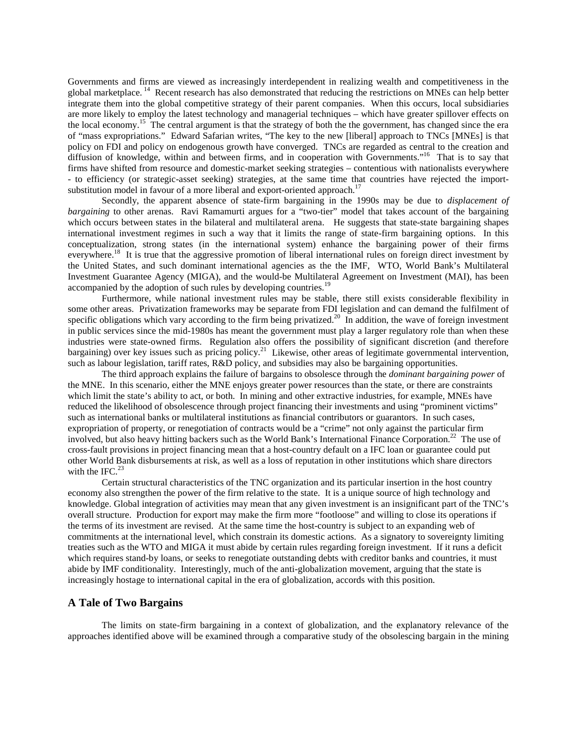Governments and firms are viewed as increasingly interdependent in realizing wealth and competitiveness in the global marketplace. [14] Recent research has also demonstrated that reducing the restrictions on MNEs can help better integrate them into the global competitive strategy of their parent companies. When this occurs, local subsidiaries are more likely to employ the latest technology and managerial techniques – which have greater spillover effects on the local economy.[15] The central argument is that the strategy of both the the government, has changed since the era of "mass expropriations." Edward Safarian writes, "The key to the new [liberal] approach to TNCs [MNEs] is that policy on FDI and policy on endogenous growth have converged. TNCs are regarded as central to the creation and diffusion of knowledge, within and between firms, and in cooperation with Governments."[16] That is to say that firms have shifted from resource and domestic-market seeking strategies – contentious with nationalists everywhere - to efficiency (or strategic-asset seeking) strategies, at the same time that countries have rejected the import-substitution model in favour of a more liberal and export-oriented approach.[17]

Secondly, the apparent absence of state-firm bargaining in the 1990s may be due to *displacement of bargaining* to other arenas. Ravi Ramamurti argues for a "two-tier" model that takes account of the bargaining which occurs between states in the bilateral and multilateral arena. He suggests that state-state bargaining shapes international investment regimes in such a way that it limits the range of state-firm bargaining options. In this conceptualization, strong states (in the international system) enhance the bargaining power of their firms everywhere.[18] It is true that the aggressive promotion of liberal international rules on foreign direct investment by the United States, and such dominant international agencies as the the IMF, WTO, World Bank's Multilateral Investment Guarantee Agency (MIGA), and the would-be Multilateral Agreement on Investment (MAI), has been accompanied by the adoption of such rules by developing countries.[19]

Furthermore, while national investment rules may be stable, there still exists considerable flexibility in some other areas. Privatization frameworks may be separate from FDI legislation and can demand the fulfilment of specific obligations which vary according to the firm being privatized.[20] In addition, the wave of foreign investment in public services since the mid-1980s has meant the government must play a larger regulatory role than when these industries were state-owned firms. Regulation also offers the possibility of significant discretion (and therefore bargaining) over key issues such as pricing policy.[21] Likewise, other areas of legitimate governmental intervention, such as labour legislation, tariff rates, R&D policy, and subsidies may also be bargaining opportunities.

The third approach explains the failure of bargains to obsolesce through the *dominant bargaining power* of the MNE. In this scenario, either the MNE enjoys greater power resources than the state, or there are constraints which limit the state's ability to act, or both. In mining and other extractive industries, for example, MNEs have reduced the likelihood of obsolescence through project financing their investments and using "prominent victims" such as international banks or multilateral institutions as financial contributors or guarantors. In such cases, expropriation of property, or renegotiation of contracts would be a "crime" not only against the particular firm involved, but also heavy hitting backers such as the World Bank's International Finance Corporation.[22] The use of cross-fault provisions in project financing mean that a host-country default on a IFC loan or guarantee could put other World Bank disbursements at risk, as well as a loss of reputation in other institutions which share directors with the IFC.[23]

Certain structural characteristics of the TNC organization and its particular insertion in the host country economy also strengthen the power of the firm relative to the state. It is a unique source of high technology and knowledge. Global integration of activities may mean that any given investment is an insignificant part of the TNC's overall structure. Production for export may make the firm more "footloose" and willing to close its operations if the terms of its investment are revised. At the same time the host-country is subject to an expanding web of commitments at the international level, which constrain its domestic actions. As a signatory to sovereignty limiting treaties such as the WTO and MIGA it must abide by certain rules regarding foreign investment. If it runs a deficit which requires stand-by loans, or seeks to renegotiate outstanding debts with creditor banks and countries, it must abide by IMF conditionality. Interestingly, much of the anti-globalization movement, arguing that the state is increasingly hostage to international capital in the era of globalization, accords with this position.

## A Tale of Two Bargains

The limits on state-firm bargaining in a context of globalization, and the explanatory relevance of the approaches identified above will be examined through a comparative study of the obsolescing bargain in the mining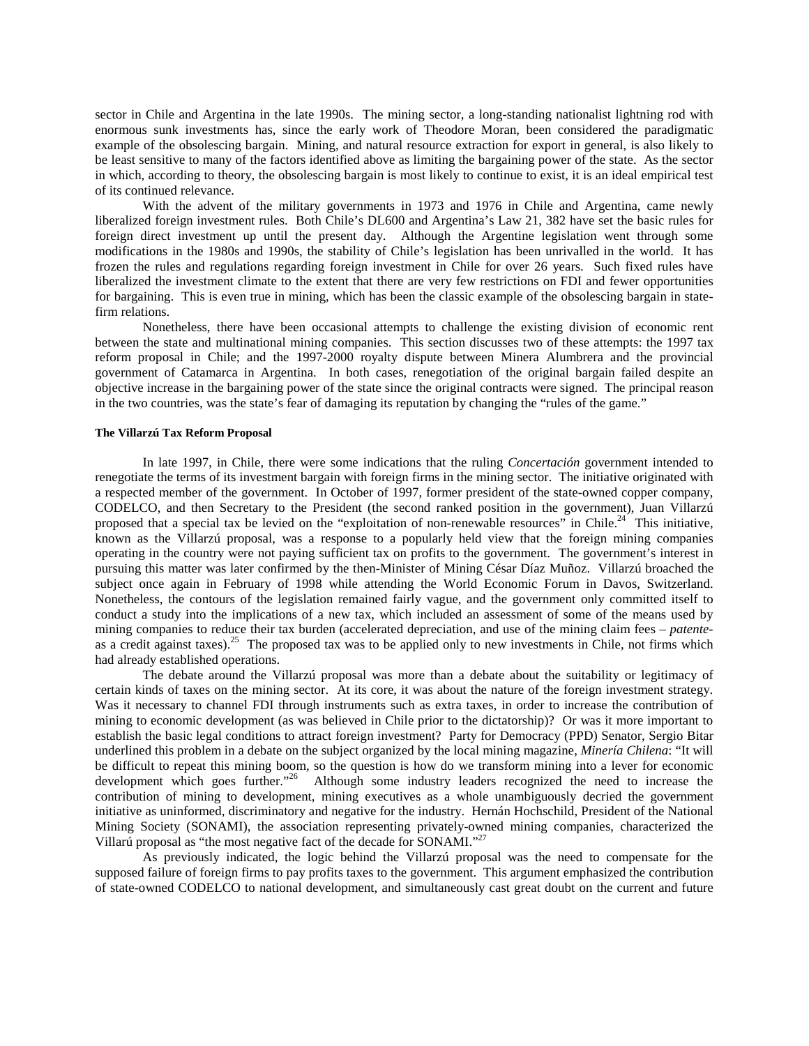sector in Chile and Argentina in the late 1990s. The mining sector, a long-standing nationalist lightning rod with enormous sunk investments has, since the early work of Theodore Moran, been considered the paradigmatic example of the obsolescing bargain. Mining, and natural resource extraction for export in general, is also likely to be least sensitive to many of the factors identified above as limiting the bargaining power of the state. As the sector in which, according to theory, the obsolescing bargain is most likely to continue to exist, it is an ideal empirical test of its continued relevance.

With the advent of the military governments in 1973 and 1976 in Chile and Argentina, came newly liberalized foreign investment rules. Both Chile's DL600 and Argentina's Law 21, 382 have set the basic rules for foreign direct investment up until the present day. Although the Argentine legislation went through some modifications in the 1980s and 1990s, the stability of Chile's legislation has been unrivalled in the world. It has frozen the rules and regulations regarding foreign investment in Chile for over 26 years. Such fixed rules have liberalized the investment climate to the extent that there are very few restrictions on FDI and fewer opportunities for bargaining. This is even true in mining, which has been the classic example of the obsolescing bargain in state-firm relations.

Nonetheless, there have been occasional attempts to challenge the existing division of economic rent between the state and multinational mining companies. This section discusses two of these attempts: the 1997 tax reform proposal in Chile; and the 1997-2000 royalty dispute between Minera Alumbrera and the provincial government of Catamarca in Argentina. In both cases, renegotiation of the original bargain failed despite an objective increase in the bargaining power of the state since the original contracts were signed. The principal reason in the two countries, was the state's fear of damaging its reputation by changing the "rules of the game."

#### The Villarzú Tax Reform Proposal

In late 1997, in Chile, there were some indications that the ruling *Concertación* government intended to renegotiate the terms of its investment bargain with foreign firms in the mining sector. The initiative originated with a respected member of the government. In October of 1997, former president of the state-owned copper company, CODELCO, and then Secretary to the President (the second ranked position in the government), Juan Villarzú proposed that a special tax be levied on the "exploitation of non-renewable resources" in Chile.[24] This initiative, known as the Villarzú proposal, was a response to a popularly held view that the foreign mining companies operating in the country were not paying sufficient tax on profits to the government. The government's interest in pursuing this matter was later confirmed by the then-Minister of Mining César Díaz Muñoz. Villarzú broached the subject once again in February of 1998 while attending the World Economic Forum in Davos, Switzerland. Nonetheless, the contours of the legislation remained fairly vague, and the government only committed itself to conduct a study into the implications of a new tax, which included an assessment of some of the means used by mining companies to reduce their tax burden (accelerated depreciation, and use of the mining claim fees – *patente*- as a credit against taxes).[25] The proposed tax was to be applied only to new investments in Chile, not firms which had already established operations.

The debate around the Villarzú proposal was more than a debate about the suitability or legitimacy of certain kinds of taxes on the mining sector. At its core, it was about the nature of the foreign investment strategy. Was it necessary to channel FDI through instruments such as extra taxes, in order to increase the contribution of mining to economic development (as was believed in Chile prior to the dictatorship)? Or was it more important to establish the basic legal conditions to attract foreign investment? Party for Democracy (PPD) Senator, Sergio Bitar underlined this problem in a debate on the subject organized by the local mining magazine, *Minería Chilena*: "It will be difficult to repeat this mining boom, so the question is how do we transform mining into a lever for economic development which goes further."[26] Although some industry leaders recognized the need to increase the contribution of mining to development, mining executives as a whole unambiguously decried the government initiative as uninformed, discriminatory and negative for the industry. Hernán Hochschild, President of the National Mining Society (SONAMI), the association representing privately-owned mining companies, characterized the Villarú proposal as "the most negative fact of the decade for SONAMI."[27]

As previously indicated, the logic behind the Villarzú proposal was the need to compensate for the supposed failure of foreign firms to pay profits taxes to the government. This argument emphasized the contribution of state-owned CODELCO to national development, and simultaneously cast great doubt on the current and future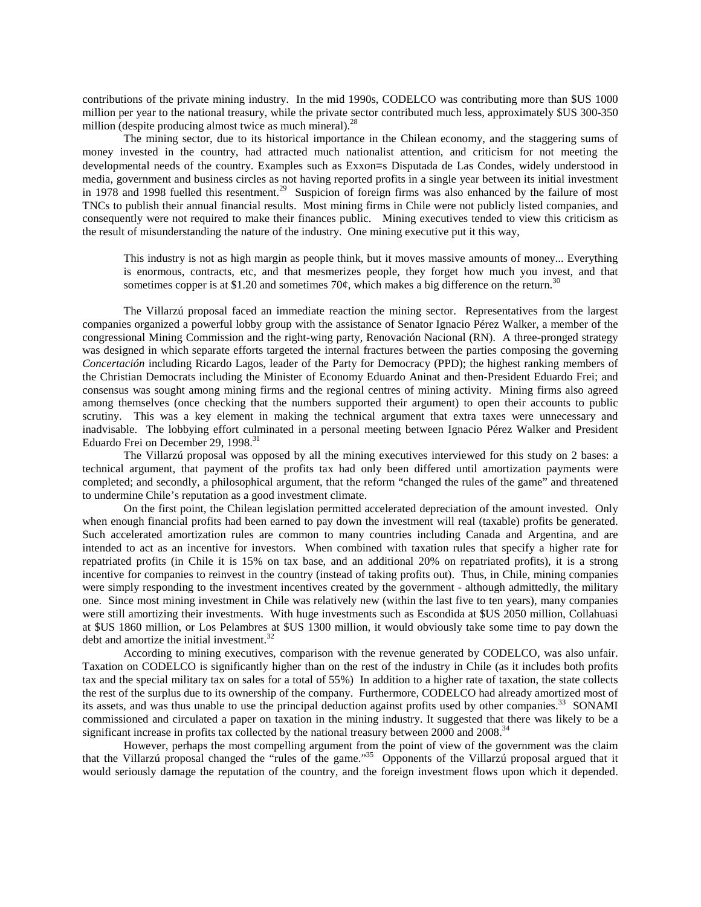contributions of the private mining industry. In the mid 1990s, CODELCO was contributing more than $US 1000 million per year to the national treasury, while the private sector contributed much less, approximately $US 300-350 million (despite producing almost twice as much mineral).[28]

The mining sector, due to its historical importance in the Chilean economy, and the staggering sums of money invested in the country, had attracted much nationalist attention, and criticism for not meeting the developmental needs of the country. Examples such as Exxon=s Disputada de Las Condes, widely understood in media, government and business circles as not having reported profits in a single year between its initial investment in 1978 and 1998 fuelled this resentment.[29] Suspicion of foreign firms was also enhanced by the failure of most TNCs to publish their annual financial results. Most mining firms in Chile were not publicly listed companies, and consequently were not required to make their finances public. Mining executives tended to view this criticism as the result of misunderstanding the nature of the industry. One mining executive put it this way,

> This industry is not as high margin as people think, but it moves massive amounts of money... Everything is enormous, contracts, etc, and that mesmerizes people, they forget how much you invest, and that sometimes copper is at $1.20 and sometimes 70¢, which makes a big difference on the return.[30]

The Villarzú proposal faced an immediate reaction the mining sector. Representatives from the largest companies organized a powerful lobby group with the assistance of Senator Ignacio Pérez Walker, a member of the congressional Mining Commission and the right-wing party, Renovación Nacional (RN). A three-pronged strategy was designed in which separate efforts targeted the internal fractures between the parties composing the governing *Concertación* including Ricardo Lagos, leader of the Party for Democracy (PPD); the highest ranking members of the Christian Democrats including the Minister of Economy Eduardo Aninat and then-President Eduardo Frei; and consensus was sought among mining firms and the regional centres of mining activity. Mining firms also agreed among themselves (once checking that the numbers supported their argument) to open their accounts to public scrutiny. This was a key element in making the technical argument that extra taxes were unnecessary and inadvisable. The lobbying effort culminated in a personal meeting between Ignacio Pérez Walker and President Eduardo Frei on December 29, 1998.[31]

The Villarzú proposal was opposed by all the mining executives interviewed for this study on 2 bases: a technical argument, that payment of the profits tax had only been differed until amortization payments were completed; and secondly, a philosophical argument, that the reform "changed the rules of the game" and threatened to undermine Chile's reputation as a good investment climate.

On the first point, the Chilean legislation permitted accelerated depreciation of the amount invested. Only when enough financial profits had been earned to pay down the investment will real (taxable) profits be generated. Such accelerated amortization rules are common to many countries including Canada and Argentina, and are intended to act as an incentive for investors. When combined with taxation rules that specify a higher rate for repatriated profits (in Chile it is 15% on tax base, and an additional 20% on repatriated profits), it is a strong incentive for companies to reinvest in the country (instead of taking profits out). Thus, in Chile, mining companies were simply responding to the investment incentives created by the government - although admittedly, the military one. Since most mining investment in Chile was relatively new (within the last five to ten years), many companies were still amortizing their investments. With huge investments such as Escondida at $US 2050 million, Collahuasi at $US 1860 million, or Los Pelambres at $US 1300 million, it would obviously take some time to pay down the debt and amortize the initial investment.[32]

According to mining executives, comparison with the revenue generated by CODELCO, was also unfair. Taxation on CODELCO is significantly higher than on the rest of the industry in Chile (as it includes both profits tax and the special military tax on sales for a total of 55%) In addition to a higher rate of taxation, the state collects the rest of the surplus due to its ownership of the company. Furthermore, CODELCO had already amortized most of its assets, and was thus unable to use the principal deduction against profits used by other companies.[33] SONAMI commissioned and circulated a paper on taxation in the mining industry. It suggested that there was likely to be a significant increase in profits tax collected by the national treasury between 2000 and 2008.[34]

However, perhaps the most compelling argument from the point of view of the government was the claim that the Villarzú proposal changed the "rules of the game."[35] Opponents of the Villarzú proposal argued that it would seriously damage the reputation of the country, and the foreign investment flows upon which it depended.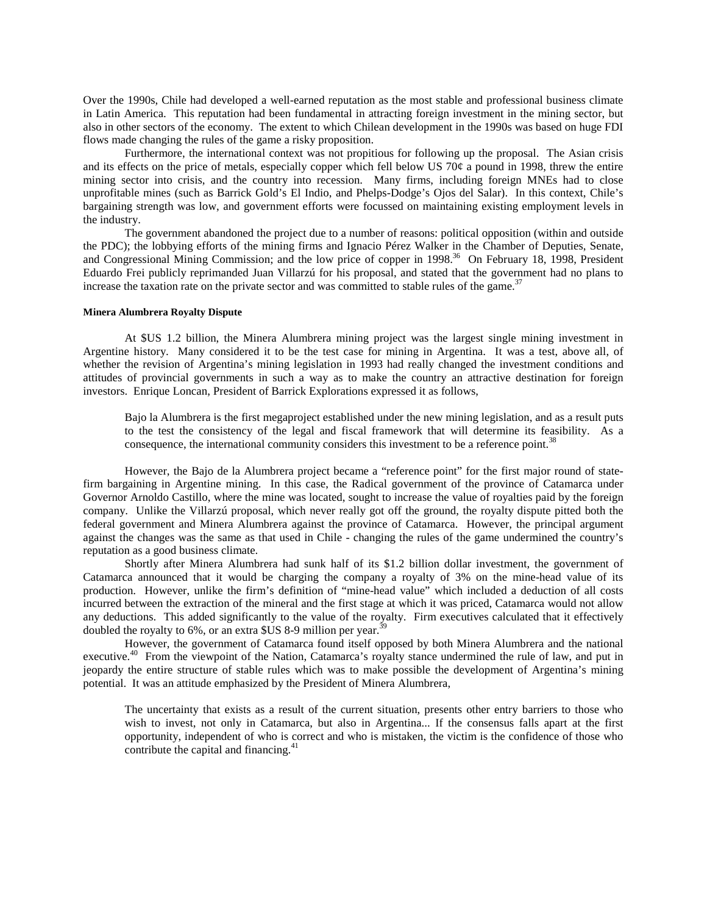Over the 1990s, Chile had developed a well-earned reputation as the most stable and professional business climate in Latin America. This reputation had been fundamental in attracting foreign investment in the mining sector, but also in other sectors of the economy. The extent to which Chilean development in the 1990s was based on huge FDI flows made changing the rules of the game a risky proposition.

Furthermore, the international context was not propitious for following up the proposal. The Asian crisis and its effects on the price of metals, especially copper which fell below US 70¢ a pound in 1998, threw the entire mining sector into crisis, and the country into recession. Many firms, including foreign MNEs had to close unprofitable mines (such as Barrick Gold's El Indio, and Phelps-Dodge's Ojos del Salar). In this context, Chile's bargaining strength was low, and government efforts were focussed on maintaining existing employment levels in the industry.

The government abandoned the project due to a number of reasons: political opposition (within and outside the PDC); the lobbying efforts of the mining firms and Ignacio Pérez Walker in the Chamber of Deputies, Senate, and Congressional Mining Commission; and the low price of copper in 1998.[36] On February 18, 1998, President Eduardo Frei publicly reprimanded Juan Villarzú for his proposal, and stated that the government had no plans to increase the taxation rate on the private sector and was committed to stable rules of the game.[37]

#### Minera Alumbrera Royalty Dispute

At $US 1.2 billion, the Minera Alumbrera mining project was the largest single mining investment in Argentine history. Many considered it to be the test case for mining in Argentina. It was a test, above all, of whether the revision of Argentina's mining legislation in 1993 had really changed the investment conditions and attitudes of provincial governments in such a way as to make the country an attractive destination for foreign investors. Enrique Loncan, President of Barrick Explorations expressed it as follows,

> Bajo la Alumbrera is the first megaproject established under the new mining legislation, and as a result puts to the test the consistency of the legal and fiscal framework that will determine its feasibility. As a consequence, the international community considers this investment to be a reference point.[38]

However, the Bajo de la Alumbrera project became a "reference point" for the first major round of state-firm bargaining in Argentine mining. In this case, the Radical government of the province of Catamarca under Governor Arnoldo Castillo, where the mine was located, sought to increase the value of royalties paid by the foreign company. Unlike the Villarzú proposal, which never really got off the ground, the royalty dispute pitted both the federal government and Minera Alumbrera against the province of Catamarca. However, the principal argument against the changes was the same as that used in Chile - changing the rules of the game undermined the country's reputation as a good business climate.

Shortly after Minera Alumbrera had sunk half of its $1.2 billion dollar investment, the government of Catamarca announced that it would be charging the company a royalty of 3% on the mine-head value of its production. However, unlike the firm's definition of "mine-head value" which included a deduction of all costs incurred between the extraction of the mineral and the first stage at which it was priced, Catamarca would not allow any deductions. This added significantly to the value of the royalty. Firm executives calculated that it effectively doubled the royalty to 6%, or an extra $US 8-9 million per year.[39]

However, the government of Catamarca found itself opposed by both Minera Alumbrera and the national executive.[40] From the viewpoint of the Nation, Catamarca's royalty stance undermined the rule of law, and put in jeopardy the entire structure of stable rules which was to make possible the development of Argentina's mining potential. It was an attitude emphasized by the President of Minera Alumbrera,

> The uncertainty that exists as a result of the current situation, presents other entry barriers to those who wish to invest, not only in Catamarca, but also in Argentina... If the consensus falls apart at the first opportunity, independent of who is correct and who is mistaken, the victim is the confidence of those who contribute the capital and financing.[41]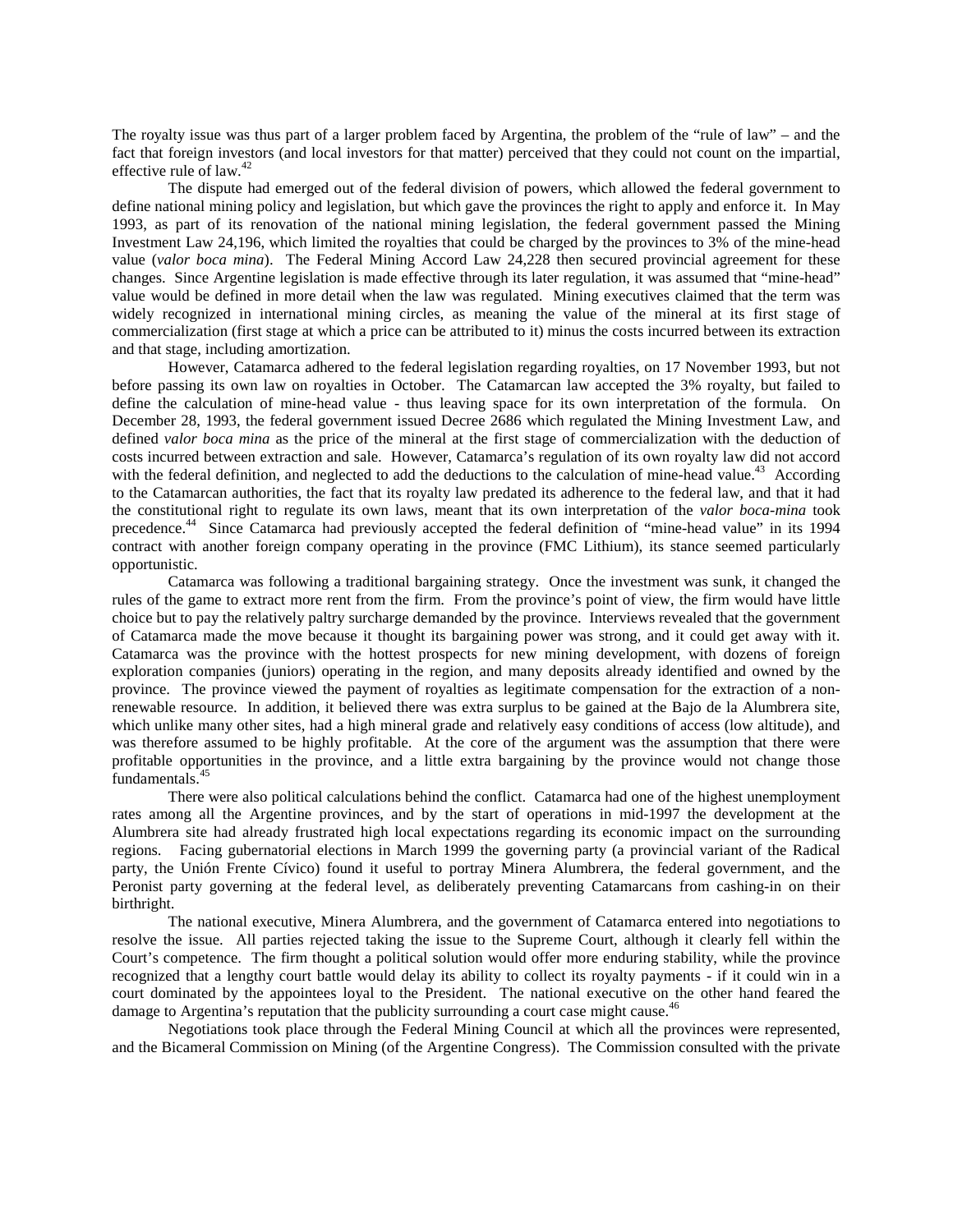The royalty issue was thus part of a larger problem faced by Argentina, the problem of the "rule of law" – and the fact that foreign investors (and local investors for that matter) perceived that they could not count on the impartial, effective rule of law.[42]

The dispute had emerged out of the federal division of powers, which allowed the federal government to define national mining policy and legislation, but which gave the provinces the right to apply and enforce it. In May 1993, as part of its renovation of the national mining legislation, the federal government passed the Mining Investment Law 24,196, which limited the royalties that could be charged by the provinces to 3% of the mine-head value (*valor boca mina*). The Federal Mining Accord Law 24,228 then secured provincial agreement for these changes. Since Argentine legislation is made effective through its later regulation, it was assumed that "mine-head" value would be defined in more detail when the law was regulated. Mining executives claimed that the term was widely recognized in international mining circles, as meaning the value of the mineral at its first stage of commercialization (first stage at which a price can be attributed to it) minus the costs incurred between its extraction and that stage, including amortization.

However, Catamarca adhered to the federal legislation regarding royalties, on 17 November 1993, but not before passing its own law on royalties in October. The Catamarcan law accepted the 3% royalty, but failed to define the calculation of mine-head value - thus leaving space for its own interpretation of the formula. On December 28, 1993, the federal government issued Decree 2686 which regulated the Mining Investment Law, and defined *valor boca mina* as the price of the mineral at the first stage of commercialization with the deduction of costs incurred between extraction and sale. However, Catamarca's regulation of its own royalty law did not accord with the federal definition, and neglected to add the deductions to the calculation of mine-head value.[43] According to the Catamarcan authorities, the fact that its royalty law predated its adherence to the federal law, and that it had the constitutional right to regulate its own laws, meant that its own interpretation of the *valor boca-mina* took precedence.[44] Since Catamarca had previously accepted the federal definition of "mine-head value" in its 1994 contract with another foreign company operating in the province (FMC Lithium), its stance seemed particularly opportunistic.

Catamarca was following a traditional bargaining strategy. Once the investment was sunk, it changed the rules of the game to extract more rent from the firm. From the province's point of view, the firm would have little choice but to pay the relatively paltry surcharge demanded by the province. Interviews revealed that the government of Catamarca made the move because it thought its bargaining power was strong, and it could get away with it. Catamarca was the province with the hottest prospects for new mining development, with dozens of foreign exploration companies (juniors) operating in the region, and many deposits already identified and owned by the province. The province viewed the payment of royalties as legitimate compensation for the extraction of a non-renewable resource. In addition, it believed there was extra surplus to be gained at the Bajo de la Alumbrera site, which unlike many other sites, had a high mineral grade and relatively easy conditions of access (low altitude), and was therefore assumed to be highly profitable. At the core of the argument was the assumption that there were profitable opportunities in the province, and a little extra bargaining by the province would not change those fundamentals.[45]

There were also political calculations behind the conflict. Catamarca had one of the highest unemployment rates among all the Argentine provinces, and by the start of operations in mid-1997 the development at the Alumbrera site had already frustrated high local expectations regarding its economic impact on the surrounding regions. Facing gubernatorial elections in March 1999 the governing party (a provincial variant of the Radical party, the Unión Frente Cívico) found it useful to portray Minera Alumbrera, the federal government, and the Peronist party governing at the federal level, as deliberately preventing Catamarcans from cashing-in on their birthright.

The national executive, Minera Alumbrera, and the government of Catamarca entered into negotiations to resolve the issue. All parties rejected taking the issue to the Supreme Court, although it clearly fell within the Court's competence. The firm thought a political solution would offer more enduring stability, while the province recognized that a lengthy court battle would delay its ability to collect its royalty payments - if it could win in a court dominated by the appointees loyal to the President. The national executive on the other hand feared the damage to Argentina's reputation that the publicity surrounding a court case might cause.[46]

Negotiations took place through the Federal Mining Council at which all the provinces were represented, and the Bicameral Commission on Mining (of the Argentine Congress). The Commission consulted with the private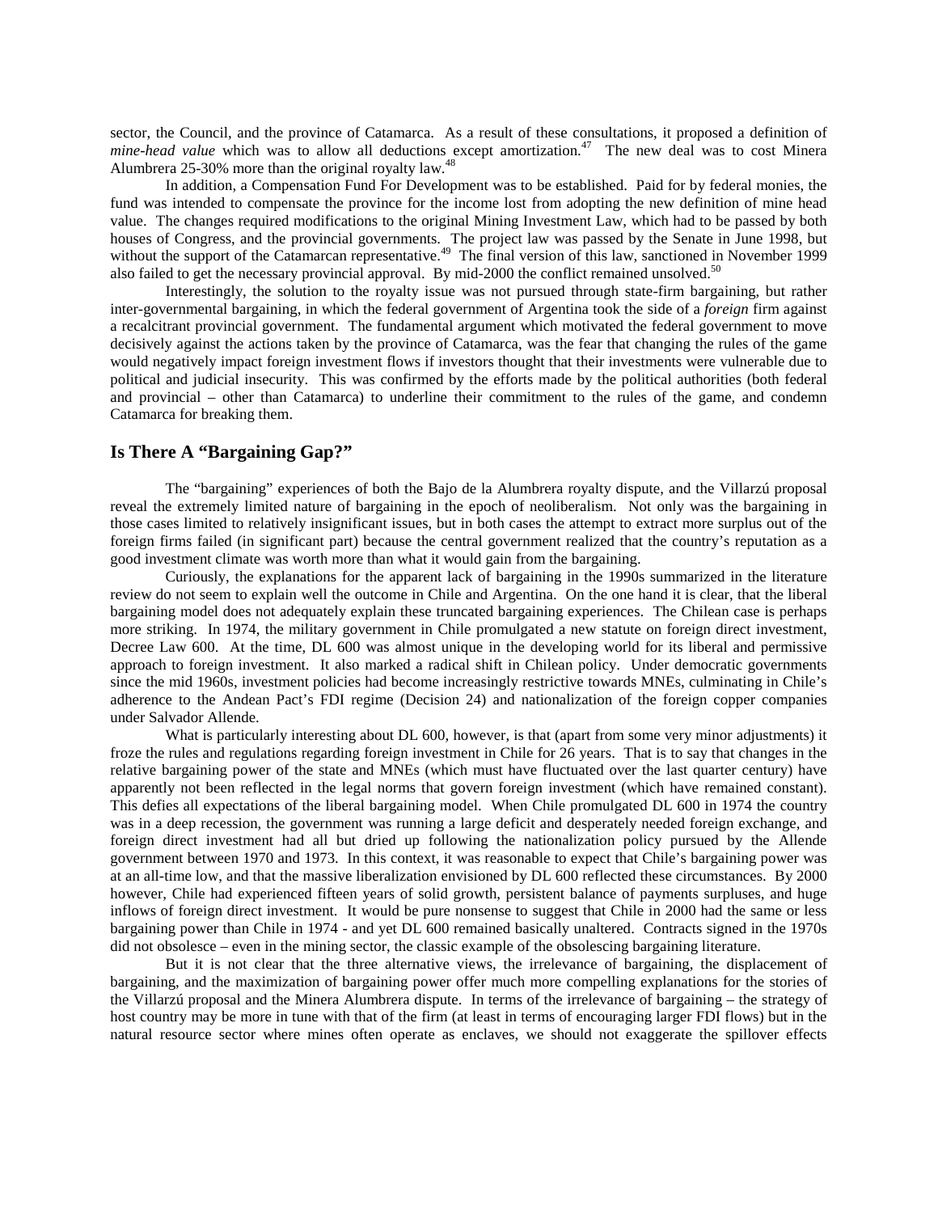sector, the Council, and the province of Catamarca. As a result of these consultations, it proposed a definition of *mine-head value* which was to allow all deductions except amortization.[47] The new deal was to cost Minera Alumbrera 25-30% more than the original royalty law.[48]

In addition, a Compensation Fund For Development was to be established. Paid for by federal monies, the fund was intended to compensate the province for the income lost from adopting the new definition of mine head value. The changes required modifications to the original Mining Investment Law, which had to be passed by both houses of Congress, and the provincial governments. The project law was passed by the Senate in June 1998, but without the support of the Catamarcan representative.[49] The final version of this law, sanctioned in November 1999 also failed to get the necessary provincial approval. By mid-2000 the conflict remained unsolved.[50]

Interestingly, the solution to the royalty issue was not pursued through state-firm bargaining, but rather inter-governmental bargaining, in which the federal government of Argentina took the side of a *foreign* firm against a recalcitrant provincial government. The fundamental argument which motivated the federal government to move decisively against the actions taken by the province of Catamarca, was the fear that changing the rules of the game would negatively impact foreign investment flows if investors thought that their investments were vulnerable due to political and judicial insecurity. This was confirmed by the efforts made by the political authorities (both federal and provincial – other than Catamarca) to underline their commitment to the rules of the game, and condemn Catamarca for breaking them.

## Is There A "Bargaining Gap?"

The "bargaining" experiences of both the Bajo de la Alumbrera royalty dispute, and the Villarzú proposal reveal the extremely limited nature of bargaining in the epoch of neoliberalism. Not only was the bargaining in those cases limited to relatively insignificant issues, but in both cases the attempt to extract more surplus out of the foreign firms failed (in significant part) because the central government realized that the country's reputation as a good investment climate was worth more than what it would gain from the bargaining.

Curiously, the explanations for the apparent lack of bargaining in the 1990s summarized in the literature review do not seem to explain well the outcome in Chile and Argentina. On the one hand it is clear, that the liberal bargaining model does not adequately explain these truncated bargaining experiences. The Chilean case is perhaps more striking. In 1974, the military government in Chile promulgated a new statute on foreign direct investment, Decree Law 600. At the time, DL 600 was almost unique in the developing world for its liberal and permissive approach to foreign investment. It also marked a radical shift in Chilean policy. Under democratic governments since the mid 1960s, investment policies had become increasingly restrictive towards MNEs, culminating in Chile's adherence to the Andean Pact's FDI regime (Decision 24) and nationalization of the foreign copper companies under Salvador Allende.

What is particularly interesting about DL 600, however, is that (apart from some very minor adjustments) it froze the rules and regulations regarding foreign investment in Chile for 26 years. That is to say that changes in the relative bargaining power of the state and MNEs (which must have fluctuated over the last quarter century) have apparently not been reflected in the legal norms that govern foreign investment (which have remained constant). This defies all expectations of the liberal bargaining model. When Chile promulgated DL 600 in 1974 the country was in a deep recession, the government was running a large deficit and desperately needed foreign exchange, and foreign direct investment had all but dried up following the nationalization policy pursued by the Allende government between 1970 and 1973. In this context, it was reasonable to expect that Chile's bargaining power was at an all-time low, and that the massive liberalization envisioned by DL 600 reflected these circumstances. By 2000 however, Chile had experienced fifteen years of solid growth, persistent balance of payments surpluses, and huge inflows of foreign direct investment. It would be pure nonsense to suggest that Chile in 2000 had the same or less bargaining power than Chile in 1974 - and yet DL 600 remained basically unaltered. Contracts signed in the 1970s did not obsolesce – even in the mining sector, the classic example of the obsolescing bargaining literature.

But it is not clear that the three alternative views, the irrelevance of bargaining, the displacement of bargaining, and the maximization of bargaining power offer much more compelling explanations for the stories of the Villarzú proposal and the Minera Alumbrera dispute. In terms of the irrelevance of bargaining – the strategy of host country may be more in tune with that of the firm (at least in terms of encouraging larger FDI flows) but in the natural resource sector where mines often operate as enclaves, we should not exaggerate the spillover effects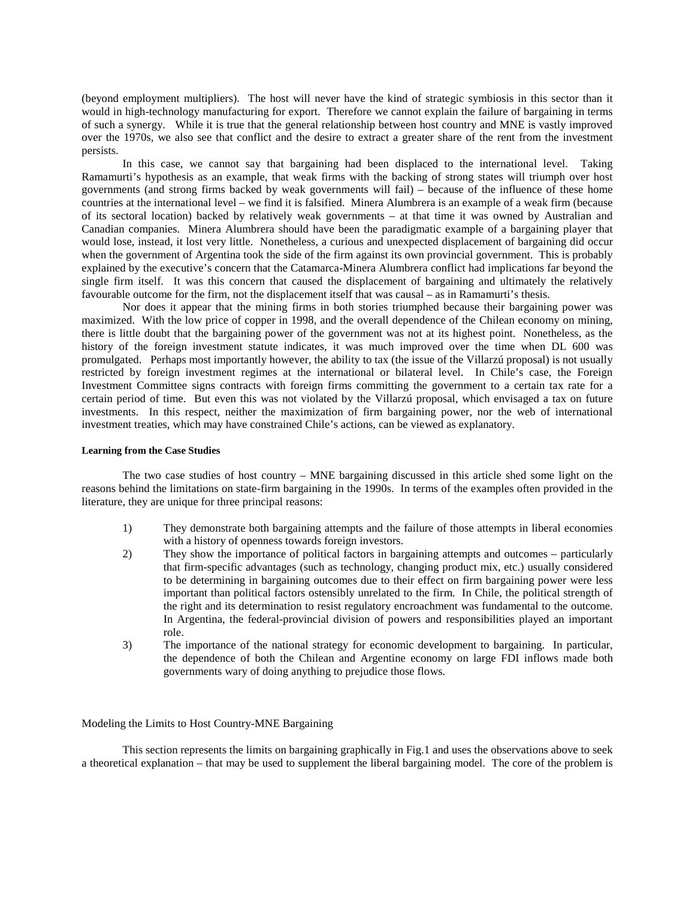(beyond employment multipliers). The host will never have the kind of strategic symbiosis in this sector than it would in high-technology manufacturing for export. Therefore we cannot explain the failure of bargaining in terms of such a synergy. While it is true that the general relationship between host country and MNE is vastly improved over the 1970s, we also see that conflict and the desire to extract a greater share of the rent from the investment persists.

In this case, we cannot say that bargaining had been displaced to the international level. Taking Ramamurti's hypothesis as an example, that weak firms with the backing of strong states will triumph over host governments (and strong firms backed by weak governments will fail) – because of the influence of these home countries at the international level – we find it is falsified. Minera Alumbrera is an example of a weak firm (because of its sectoral location) backed by relatively weak governments – at that time it was owned by Australian and Canadian companies. Minera Alumbrera should have been the paradigmatic example of a bargaining player that would lose, instead, it lost very little. Nonetheless, a curious and unexpected displacement of bargaining did occur when the government of Argentina took the side of the firm against its own provincial government. This is probably explained by the executive's concern that the Catamarca-Minera Alumbrera conflict had implications far beyond the single firm itself. It was this concern that caused the displacement of bargaining and ultimately the relatively favourable outcome for the firm, not the displacement itself that was causal – as in Ramamurti's thesis.

Nor does it appear that the mining firms in both stories triumphed because their bargaining power was maximized. With the low price of copper in 1998, and the overall dependence of the Chilean economy on mining, there is little doubt that the bargaining power of the government was not at its highest point. Nonetheless, as the history of the foreign investment statute indicates, it was much improved over the time when DL 600 was promulgated. Perhaps most importantly however, the ability to tax (the issue of the Villarzú proposal) is not usually restricted by foreign investment regimes at the international or bilateral level. In Chile's case, the Foreign Investment Committee signs contracts with foreign firms committing the government to a certain tax rate for a certain period of time. But even this was not violated by the Villarzú proposal, which envisaged a tax on future investments. In this respect, neither the maximization of firm bargaining power, nor the web of international investment treaties, which may have constrained Chile's actions, can be viewed as explanatory.

#### Learning from the Case Studies

The two case studies of host country – MNE bargaining discussed in this article shed some light on the reasons behind the limitations on state-firm bargaining in the 1990s. In terms of the examples often provided in the literature, they are unique for three principal reasons:

1) They demonstrate both bargaining attempts and the failure of those attempts in liberal economies with a history of openness towards foreign investors.
2) They show the importance of political factors in bargaining attempts and outcomes – particularly that firm-specific advantages (such as technology, changing product mix, etc.) usually considered to be determining in bargaining outcomes due to their effect on firm bargaining power were less important than political factors ostensibly unrelated to the firm. In Chile, the political strength of the right and its determination to resist regulatory encroachment was fundamental to the outcome. In Argentina, the federal-provincial division of powers and responsibilities played an important role.
3) The importance of the national strategy for economic development to bargaining. In particular, the dependence of both the Chilean and Argentine economy on large FDI inflows made both governments wary of doing anything to prejudice those flows.

### Modeling the Limits to Host Country-MNE Bargaining

This section represents the limits on bargaining graphically in Fig.1 and uses the observations above to seek a theoretical explanation – that may be used to supplement the liberal bargaining model. The core of the problem is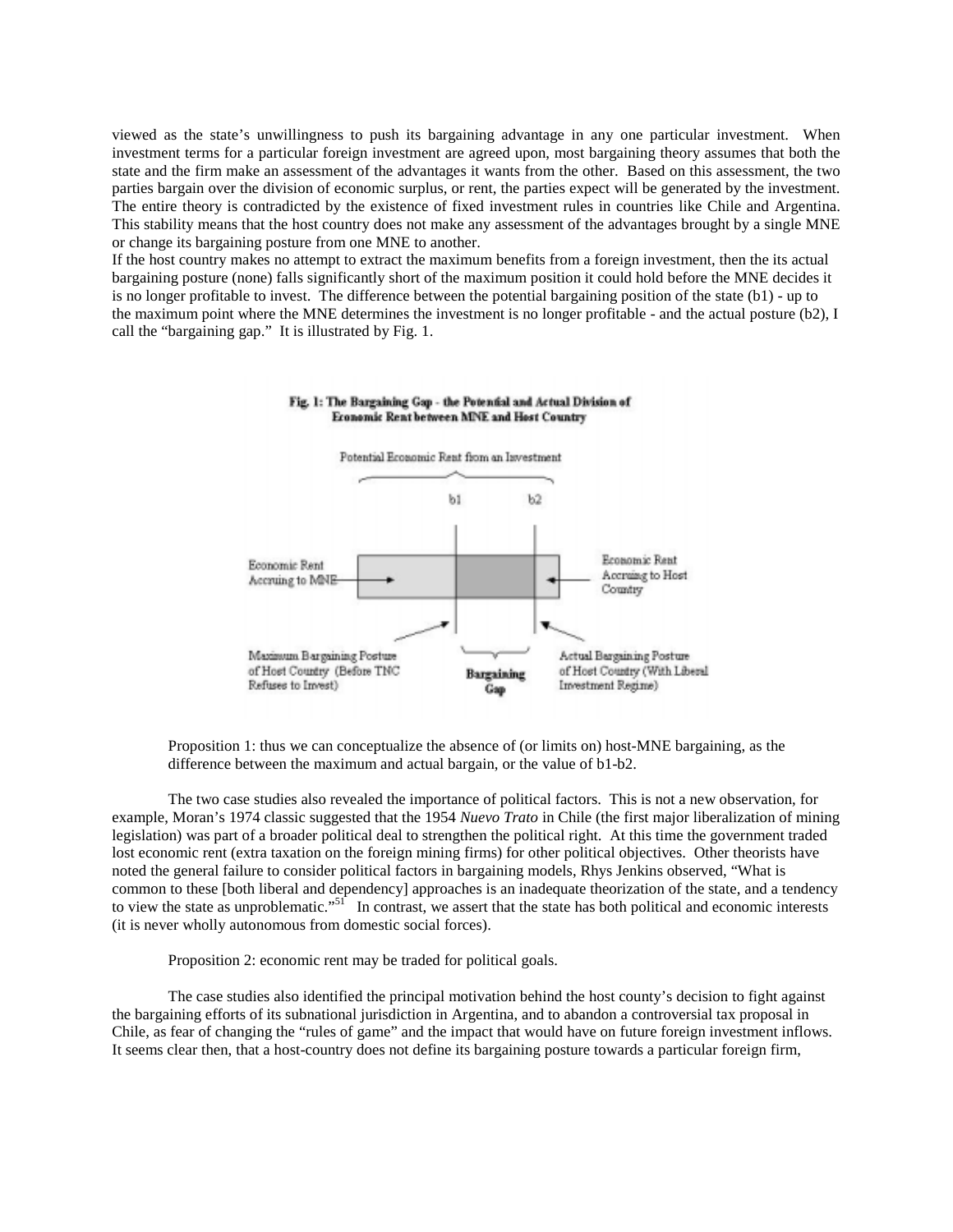viewed as the state's unwillingness to push its bargaining advantage in any one particular investment. When investment terms for a particular foreign investment are agreed upon, most bargaining theory assumes that both the state and the firm make an assessment of the advantages it wants from the other. Based on this assessment, the two parties bargain over the division of economic surplus, or rent, the parties expect will be generated by the investment. The entire theory is contradicted by the existence of fixed investment rules in countries like Chile and Argentina. This stability means that the host country does not make any assessment of the advantages brought by a single MNE or change its bargaining posture from one MNE to another.

If the host country makes no attempt to extract the maximum benefits from a foreign investment, then the its actual bargaining posture (none) falls significantly short of the maximum position it could hold before the MNE decides it is no longer profitable to invest. The difference between the potential bargaining position of the state (b1) - up to the maximum point where the MNE determines the investment is no longer profitable - and the actual posture (b2), I call the "bargaining gap." It is illustrated by Fig. 1.

**Fig. 1: The Bargaining Gap - the Potential and Actual Division of Economic Rent between MNE and Host Country**

Potential Economic Rent from an Investment

b1

b2

Economic Rent Accruing to MNE

Economic Rent Accruing to Host Country

Maximum Bargaining Posture of Host Country (Before TNC Refuses to Invest)

Bargaining Gap

Actual Bargaining Posture of Host Country (With Liberal Investment Regime)

Proposition 1: thus we can conceptualize the absence of (or limits on) host-MNE bargaining, as the difference between the maximum and actual bargain, or the value of b1-b2.

The two case studies also revealed the importance of political factors. This is not a new observation, for example, Moran's 1974 classic suggested that the 1954 *Nuevo Trato* in Chile (the first major liberalization of mining legislation) was part of a broader political deal to strengthen the political right. At this time the government traded lost economic rent (extra taxation on the foreign mining firms) for other political objectives. Other theorists have noted the general failure to consider political factors in bargaining models, Rhys Jenkins observed, "What is common to these [both liberal and dependency] approaches is an inadequate theorization of the state, and a tendency to view the state as unproblematic."[51] In contrast, we assert that the state has both political and economic interests (it is never wholly autonomous from domestic social forces).

Proposition 2: economic rent may be traded for political goals.

The case studies also identified the principal motivation behind the host county's decision to fight against the bargaining efforts of its subnational jurisdiction in Argentina, and to abandon a controversial tax proposal in Chile, as fear of changing the "rules of game" and the impact that would have on future foreign investment inflows. It seems clear then, that a host-country does not define its bargaining posture towards a particular foreign firm,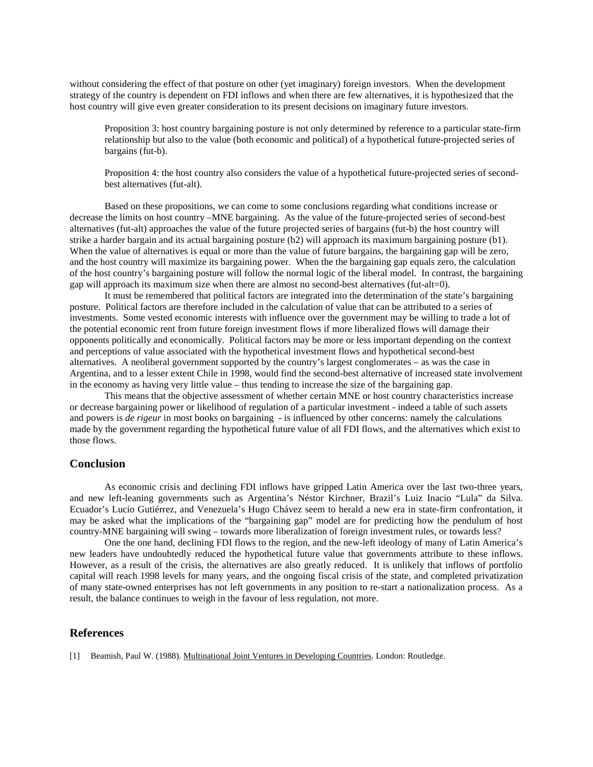without considering the effect of that posture on other (yet imaginary) foreign investors. When the development strategy of the country is dependent on FDI inflows and when there are few alternatives, it is hypothesized that the host country will give even greater consideration to its present decisions on imaginary future investors.

> Proposition 3: host country bargaining posture is not only determined by reference to a particular state-firm relationship but also to the value (both economic and political) of a hypothetical future-projected series of bargains (fut-b).
>
> Proposition 4: the host country also considers the value of a hypothetical future-projected series of second-best alternatives (fut-alt).

Based on these propositions, we can come to some conclusions regarding what conditions increase or decrease the limits on host country –MNE bargaining. As the value of the future-projected series of second-best alternatives (fut-alt) approaches the value of the future projected series of bargains (fut-b) the host country will strike a harder bargain and its actual bargaining posture (b2) will approach its maximum bargaining posture (b1). When the value of alternatives is equal or more than the value of future bargains, the bargaining gap will be zero, and the host country will maximize its bargaining power. When the the bargaining gap equals zero, the calculation of the host country's bargaining posture will follow the normal logic of the liberal model. In contrast, the bargaining gap will approach its maximum size when there are almost no second-best alternatives (fut-alt=0).

It must be remembered that political factors are integrated into the determination of the state's bargaining posture. Political factors are therefore included in the calculation of value that can be attributed to a series of investments. Some vested economic interests with influence over the government may be willing to trade a lot of the potential economic rent from future foreign investment flows if more liberalized flows will damage their opponents politically and economically. Political factors may be more or less important depending on the context and perceptions of value associated with the hypothetical investment flows and hypothetical second-best alternatives. A neoliberal government supported by the country's largest conglomerates – as was the case in Argentina, and to a lesser extent Chile in 1998, would find the second-best alternative of increased state involvement in the economy as having very little value – thus tending to increase the size of the bargaining gap.

This means that the objective assessment of whether certain MNE or host country characteristics increase or decrease bargaining power or likelihood of regulation of a particular investment - indeed a table of such assets and powers is *de rigeur* in most books on bargaining - is influenced by other concerns: namely the calculations made by the government regarding the hypothetical future value of all FDI flows, and the alternatives which exist to those flows.

## Conclusion

As economic crisis and declining FDI inflows have gripped Latin America over the last two-three years, and new left-leaning governments such as Argentina's Néstor Kirchner, Brazil's Luiz Inacio "Lula" da Silva. Ecuador's Lucio Gutiérrez, and Venezuela's Hugo Chávez seem to herald a new era in state-firm confrontation, it may be asked what the implications of the "bargaining gap" model are for predicting how the pendulum of host country-MNE bargaining will swing – towards more liberalization of foreign investment rules, or towards less?

One the one hand, declining FDI flows to the region, and the new-left ideology of many of Latin America's new leaders have undoubtedly reduced the hypothetical future value that governments attribute to these inflows. However, as a result of the crisis, the alternatives are also greatly reduced. It is unlikely that inflows of portfolio capital will reach 1998 levels for many years, and the ongoing fiscal crisis of the state, and completed privatization of many state-owned enterprises has not left governments in any position to re-start a nationalization process. As a result, the balance continues to weigh in the favour of less regulation, not more.

## References

[1] Beamish, Paul W. (1988). Multinational Joint Ventures in Developing Countries. London: Routledge.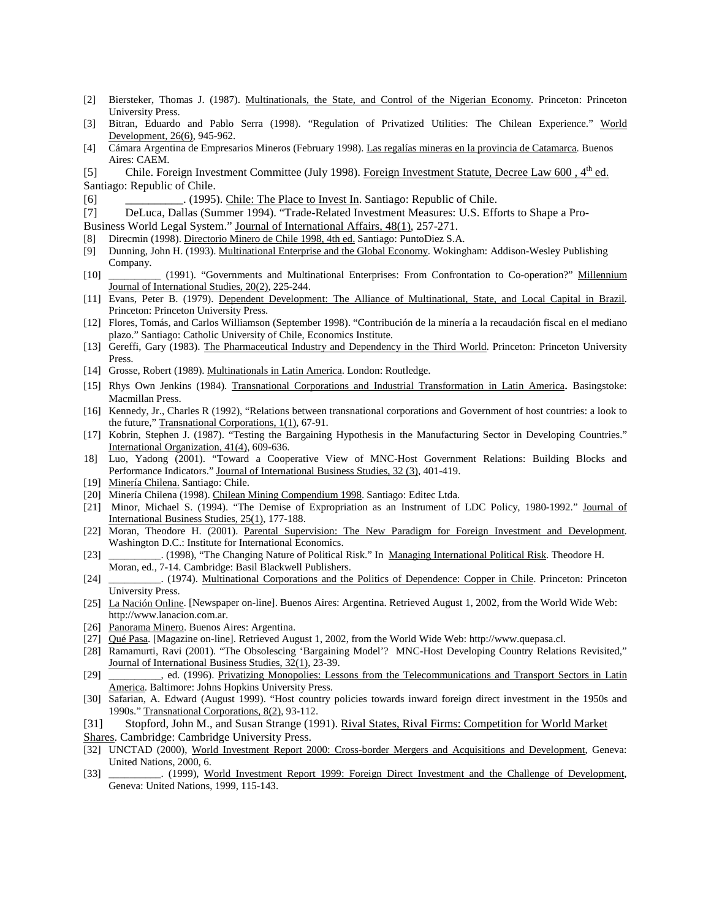[2] Biersteker, Thomas J. (1987). Multinationals, the State, and Control of the Nigerian Economy. Princeton: Princeton University Press.

[3] Bitran, Eduardo and Pablo Serra (1998). "Regulation of Privatized Utilities: The Chilean Experience." World Development, 26(6), 945-962.

[4] Cámara Argentina de Empresarios Mineros (February 1998). Las regalías mineras en la provincia de Catamarca. Buenos Aires: CAEM.

[5] Chile. Foreign Investment Committee (July 1998). Foreign Investment Statute, Decree Law 600 , 4th ed. Santiago: Republic of Chile.

[6] __________. (1995). Chile: The Place to Invest In. Santiago: Republic of Chile.

[7] DeLuca, Dallas (Summer 1994). "Trade-Related Investment Measures: U.S. Efforts to Shape a Pro-Business World Legal System." Journal of International Affairs, 48(1), 257-271.

[8] Direcmin (1998). Directorio Minero de Chile 1998, 4th ed. Santiago: PuntoDiez S.A.

[9] Dunning, John H. (1993). Multinational Enterprise and the Global Economy. Wokingham: Addison-Wesley Publishing Company.

[10] __________ (1991). "Governments and Multinational Enterprises: From Confrontation to Co-operation?" Millennium Journal of International Studies, 20(2), 225-244.

[11] Evans, Peter B. (1979). Dependent Development: The Alliance of Multinational, State, and Local Capital in Brazil. Princeton: Princeton University Press.

[12] Flores, Tomás, and Carlos Williamson (September 1998). "Contribución de la minería a la recaudación fiscal en el mediano plazo." Santiago: Catholic University of Chile, Economics Institute.

[13] Gereffi, Gary (1983). The Pharmaceutical Industry and Dependency in the Third World. Princeton: Princeton University Press.

[14] Grosse, Robert (1989). Multinationals in Latin America. London: Routledge.

[15] Rhys Own Jenkins (1984). Transnational Corporations and Industrial Transformation in Latin America. Basingstoke: Macmillan Press.

[16] Kennedy, Jr., Charles R (1992), "Relations between transnational corporations and Government of host countries: a look to the future," Transnational Corporations, 1(1), 67-91.

[17] Kobrin, Stephen J. (1987). "Testing the Bargaining Hypothesis in the Manufacturing Sector in Developing Countries." International Organization, 41(4), 609-636.

18] Luo, Yadong (2001). "Toward a Cooperative View of MNC-Host Government Relations: Building Blocks and Performance Indicators." Journal of International Business Studies, 32 (3), 401-419.

[19] Minería Chilena. Santiago: Chile.

[20] Minería Chilena (1998). Chilean Mining Compendium 1998. Santiago: Editec Ltda.

[21] Minor, Michael S. (1994). "The Demise of Expropriation as an Instrument of LDC Policy, 1980-1992." Journal of International Business Studies, 25(1), 177-188.

[22] Moran, Theodore H. (2001). Parental Supervision: The New Paradigm for Foreign Investment and Development. Washington D.C.: Institute for International Economics.

[23] __________. (1998), "The Changing Nature of Political Risk." In Managing International Political Risk. Theodore H. Moran, ed., 7-14. Cambridge: Basil Blackwell Publishers.

[24] __________. (1974). Multinational Corporations and the Politics of Dependence: Copper in Chile. Princeton: Princeton University Press.

[25] La Nación Online. [Newspaper on-line]. Buenos Aires: Argentina. Retrieved August 1, 2002, from the World Wide Web: http://www.lanacion.com.ar.

[26] Panorama Minero. Buenos Aires: Argentina.

[27] Qué Pasa. [Magazine on-line]. Retrieved August 1, 2002, from the World Wide Web: http://www.quepasa.cl.

[28] Ramamurti, Ravi (2001). "The Obsolescing 'Bargaining Model'? MNC-Host Developing Country Relations Revisited," Journal of International Business Studies, 32(1), 23-39.

[29] __________, ed. (1996). Privatizing Monopolies: Lessons from the Telecommunications and Transport Sectors in Latin America. Baltimore: Johns Hopkins University Press.

[30] Safarian, A. Edward (August 1999). "Host country policies towards inward foreign direct investment in the 1950s and 1990s." Transnational Corporations, 8(2), 93-112.

[31] Stopford, John M., and Susan Strange (1991). Rival States, Rival Firms: Competition for World Market Shares. Cambridge: Cambridge University Press.

[32] UNCTAD (2000), World Investment Report 2000: Cross-border Mergers and Acquisitions and Development, Geneva: United Nations, 2000, 6.

[33] __________. (1999), World Investment Report 1999: Foreign Direct Investment and the Challenge of Development, Geneva: United Nations, 1999, 115-143.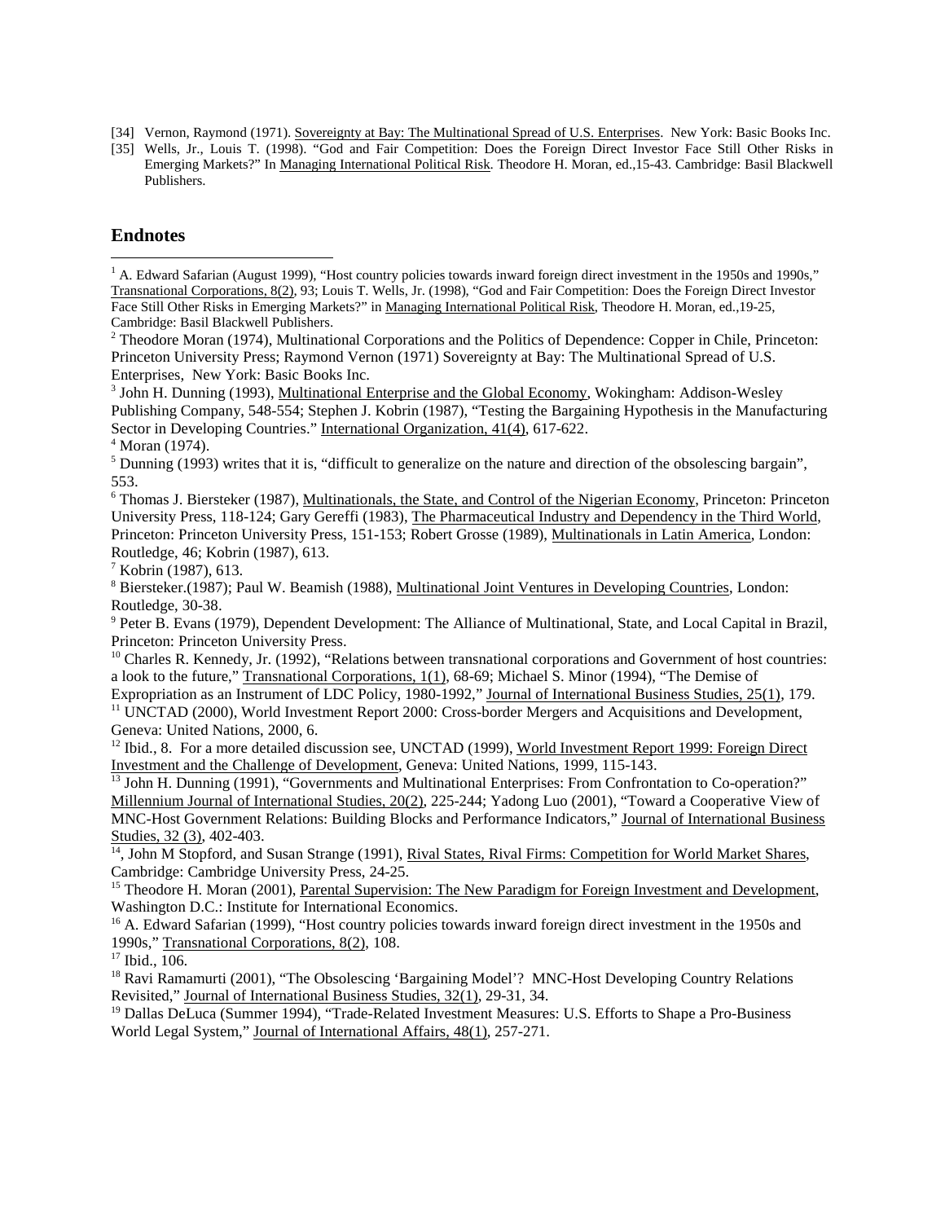[34] Vernon, Raymond (1971). Sovereignty at Bay: The Multinational Spread of U.S. Enterprises. New York: Basic Books Inc.

[35] Wells, Jr., Louis T. (1998). "God and Fair Competition: Does the Foreign Direct Investor Face Still Other Risks in Emerging Markets?" In Managing International Political Risk. Theodore H. Moran, ed.,15-43. Cambridge: Basil Blackwell Publishers.

## Endnotes

[1] A. Edward Safarian (August 1999), "Host country policies towards inward foreign direct investment in the 1950s and 1990s," Transnational Corporations, 8(2), 93; Louis T. Wells, Jr. (1998), "God and Fair Competition: Does the Foreign Direct Investor Face Still Other Risks in Emerging Markets?" in Managing International Political Risk, Theodore H. Moran, ed.,19-25, Cambridge: Basil Blackwell Publishers.

[2] Theodore Moran (1974), Multinational Corporations and the Politics of Dependence: Copper in Chile, Princeton: Princeton University Press; Raymond Vernon (1971) Sovereignty at Bay: The Multinational Spread of U.S. Enterprises, New York: Basic Books Inc.

[3] John H. Dunning (1993), Multinational Enterprise and the Global Economy, Wokingham: Addison-Wesley Publishing Company, 548-554; Stephen J. Kobrin (1987), "Testing the Bargaining Hypothesis in the Manufacturing Sector in Developing Countries." International Organization, 41(4), 617-622.

[4] Moran (1974).

[5] Dunning (1993) writes that it is, "difficult to generalize on the nature and direction of the obsolescing bargain", 553.

[6] Thomas J. Biersteker (1987), Multinationals, the State, and Control of the Nigerian Economy, Princeton: Princeton University Press, 118-124; Gary Gereffi (1983), The Pharmaceutical Industry and Dependency in the Third World, Princeton: Princeton University Press, 151-153; Robert Grosse (1989), Multinationals in Latin America, London: Routledge, 46; Kobrin (1987), 613.

[7] Kobrin (1987), 613.

[8] Biersteker.(1987); Paul W. Beamish (1988), Multinational Joint Ventures in Developing Countries, London: Routledge, 30-38.

[9] Peter B. Evans (1979), Dependent Development: The Alliance of Multinational, State, and Local Capital in Brazil, Princeton: Princeton University Press.

[10] Charles R. Kennedy, Jr. (1992), "Relations between transnational corporations and Government of host countries: a look to the future," Transnational Corporations, 1(1), 68-69; Michael S. Minor (1994), "The Demise of Expropriation as an Instrument of LDC Policy, 1980-1992," Journal of International Business Studies, 25(1), 179.

[11] UNCTAD (2000), World Investment Report 2000: Cross-border Mergers and Acquisitions and Development, Geneva: United Nations, 2000, 6.

[12] Ibid., 8. For a more detailed discussion see, UNCTAD (1999), World Investment Report 1999: Foreign Direct Investment and the Challenge of Development, Geneva: United Nations, 1999, 115-143.

[13] John H. Dunning (1991), "Governments and Multinational Enterprises: From Confrontation to Co-operation?" Millennium Journal of International Studies, 20(2), 225-244; Yadong Luo (2001), "Toward a Cooperative View of MNC-Host Government Relations: Building Blocks and Performance Indicators," Journal of International Business Studies, 32 (3), 402-403.

[14], John M Stopford, and Susan Strange (1991), Rival States, Rival Firms: Competition for World Market Shares, Cambridge: Cambridge University Press, 24-25.

[15] Theodore H. Moran (2001), Parental Supervision: The New Paradigm for Foreign Investment and Development, Washington D.C.: Institute for International Economics.

[16] A. Edward Safarian (1999), "Host country policies towards inward foreign direct investment in the 1950s and 1990s," Transnational Corporations, 8(2), 108.

[17] Ibid., 106.

[18] Ravi Ramamurti (2001), "The Obsolescing 'Bargaining Model'? MNC-Host Developing Country Relations Revisited," Journal of International Business Studies, 32(1), 29-31, 34.

[19] Dallas DeLuca (Summer 1994), "Trade-Related Investment Measures: U.S. Efforts to Shape a Pro-Business World Legal System," Journal of International Affairs, 48(1), 257-271.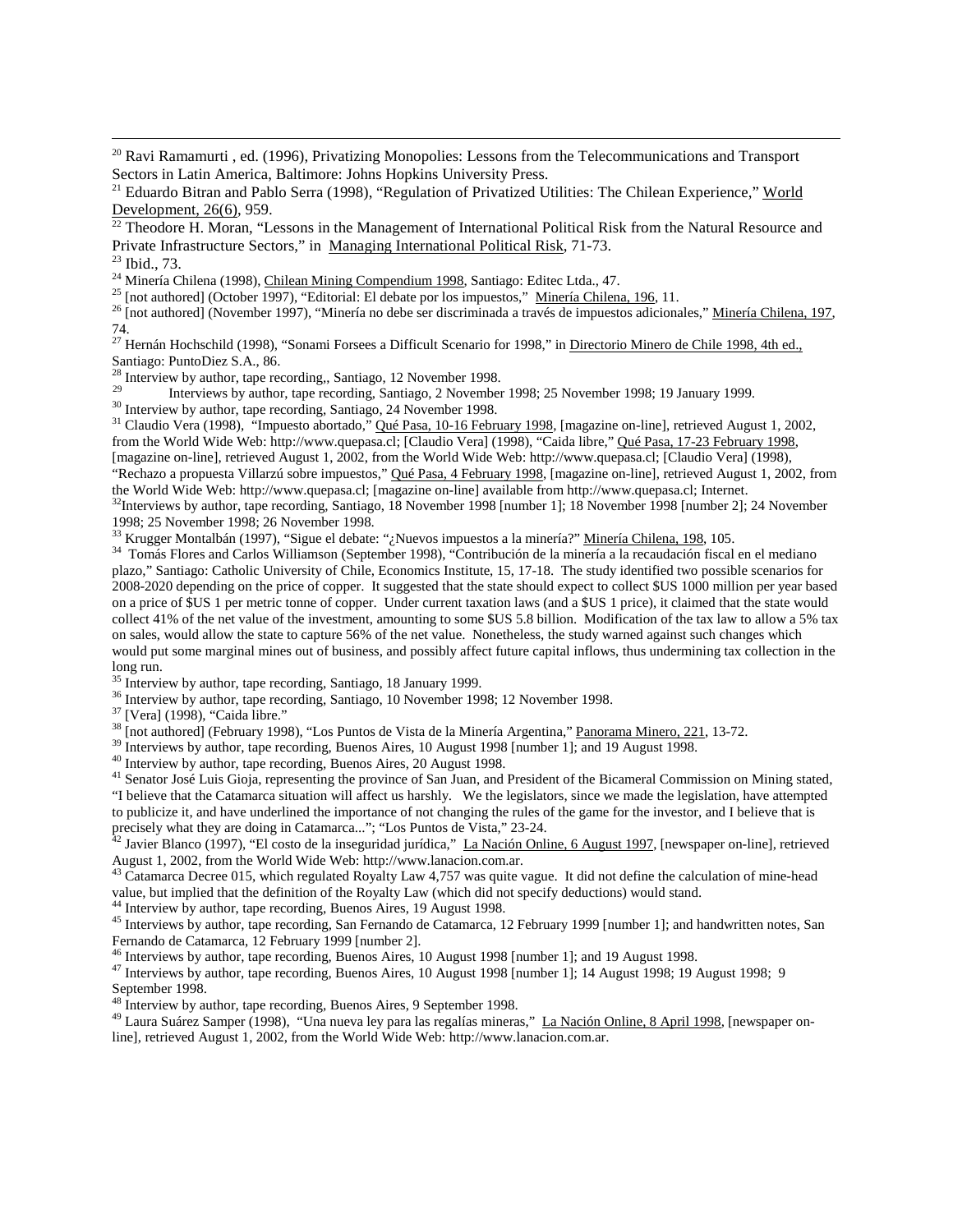[20] Ravi Ramamurti , ed. (1996), Privatizing Monopolies: Lessons from the Telecommunications and Transport Sectors in Latin America, Baltimore: Johns Hopkins University Press.

[21] Eduardo Bitran and Pablo Serra (1998), "Regulation of Privatized Utilities: The Chilean Experience," World Development, 26(6), 959.

[22] Theodore H. Moran, "Lessons in the Management of International Political Risk from the Natural Resource and Private Infrastructure Sectors," in Managing International Political Risk, 71-73.

[23] Ibid., 73.

[24] Minería Chilena (1998), Chilean Mining Compendium 1998, Santiago: Editec Ltda., 47.

[25] [not authored] (October 1997), "Editorial: El debate por los impuestos," Minería Chilena, 196, 11.

[26] [not authored] (November 1997), "Minería no debe ser discriminada a través de impuestos adicionales," Minería Chilena, 197, 74.

[27] Hernán Hochschild (1998), "Sonami Forsees a Difficult Scenario for 1998," in Directorio Minero de Chile 1998, 4th ed., Santiago: PuntoDiez S.A., 86.

[28] Interview by author, tape recording,, Santiago, 12 November 1998.

[29] Interviews by author, tape recording, Santiago, 2 November 1998; 25 November 1998; 19 January 1999.

[30] Interview by author, tape recording, Santiago, 24 November 1998.

[31] Claudio Vera (1998), "Impuesto abortado," Qué Pasa, 10-16 February 1998, [magazine on-line], retrieved August 1, 2002, from the World Wide Web: http://www.quepasa.cl; [Claudio Vera] (1998), "Caida libre," Qué Pasa, 17-23 February 1998, [magazine on-line], retrieved August 1, 2002, from the World Wide Web: http://www.quepasa.cl; [Claudio Vera] (1998), "Rechazo a propuesta Villarzú sobre impuestos," Qué Pasa, 4 February 1998, [magazine on-line], retrieved August 1, 2002, from the World Wide Web: http://www.quepasa.cl; [magazine on-line] available from http://www.quepasa.cl; Internet.

[32] Interviews by author, tape recording, Santiago, 18 November 1998 [number 1]; 18 November 1998 [number 2]; 24 November 1998; 25 November 1998; 26 November 1998.

[33] Krugger Montalbán (1997), "Sigue el debate: "¿Nuevos impuestos a la minería?" Minería Chilena, 198, 105.

[34] Tomás Flores and Carlos Williamson (September 1998), "Contribución de la minería a la recaudación fiscal en el mediano plazo," Santiago: Catholic University of Chile, Economics Institute, 15, 17-18. The study identified two possible scenarios for 2008-2020 depending on the price of copper. It suggested that the state should expect to collect $US 1000 million per year based on a price of $US 1 per metric tonne of copper. Under current taxation laws (and a $US 1 price), it claimed that the state would collect 41% of the net value of the investment, amounting to some $US 5.8 billion. Modification of the tax law to allow a 5% tax on sales, would allow the state to capture 56% of the net value. Nonetheless, the study warned against such changes which would put some marginal mines out of business, and possibly affect future capital inflows, thus undermining tax collection in the long run.

[35] Interview by author, tape recording, Santiago, 18 January 1999.

[36] Interview by author, tape recording, Santiago, 10 November 1998; 12 November 1998.

[37] [Vera] (1998), "Caida libre."

[38] [not authored] (February 1998), "Los Puntos de Vista de la Minería Argentina," Panorama Minero, 221, 13-72.

[39] Interviews by author, tape recording, Buenos Aires, 10 August 1998 [number 1]; and 19 August 1998.

[40] Interview by author, tape recording, Buenos Aires, 20 August 1998.

[41] Senator José Luis Gioja, representing the province of San Juan, and President of the Bicameral Commission on Mining stated, "I believe that the Catamarca situation will affect us harshly. We the legislators, since we made the legislation, have attempted to publicize it, and have underlined the importance of not changing the rules of the game for the investor, and I believe that is precisely what they are doing in Catamarca..."; "Los Puntos de Vista," 23-24.

[42] Javier Blanco (1997), "El costo de la inseguridad jurídica," La Nación Online, 6 August 1997, [newspaper on-line], retrieved August 1, 2002, from the World Wide Web: http://www.lanacion.com.ar.

[43] Catamarca Decree 015, which regulated Royalty Law 4,757 was quite vague. It did not define the calculation of mine-head value, but implied that the definition of the Royalty Law (which did not specify deductions) would stand.

[44] Interview by author, tape recording, Buenos Aires, 19 August 1998.

[45] Interviews by author, tape recording, San Fernando de Catamarca, 12 February 1999 [number 1]; and handwritten notes, San Fernando de Catamarca, 12 February 1999 [number 2].

[46] Interviews by author, tape recording, Buenos Aires, 10 August 1998 [number 1]; and 19 August 1998.

[47] Interviews by author, tape recording, Buenos Aires, 10 August 1998 [number 1]; 14 August 1998; 19 August 1998; 9 September 1998.

[48] Interview by author, tape recording, Buenos Aires, 9 September 1998.

[49] Laura Suárez Samper (1998), "Una nueva ley para las regalías mineras," La Nación Online, 8 April 1998, [newspaper on-line], retrieved August 1, 2002, from the World Wide Web: http://www.lanacion.com.ar.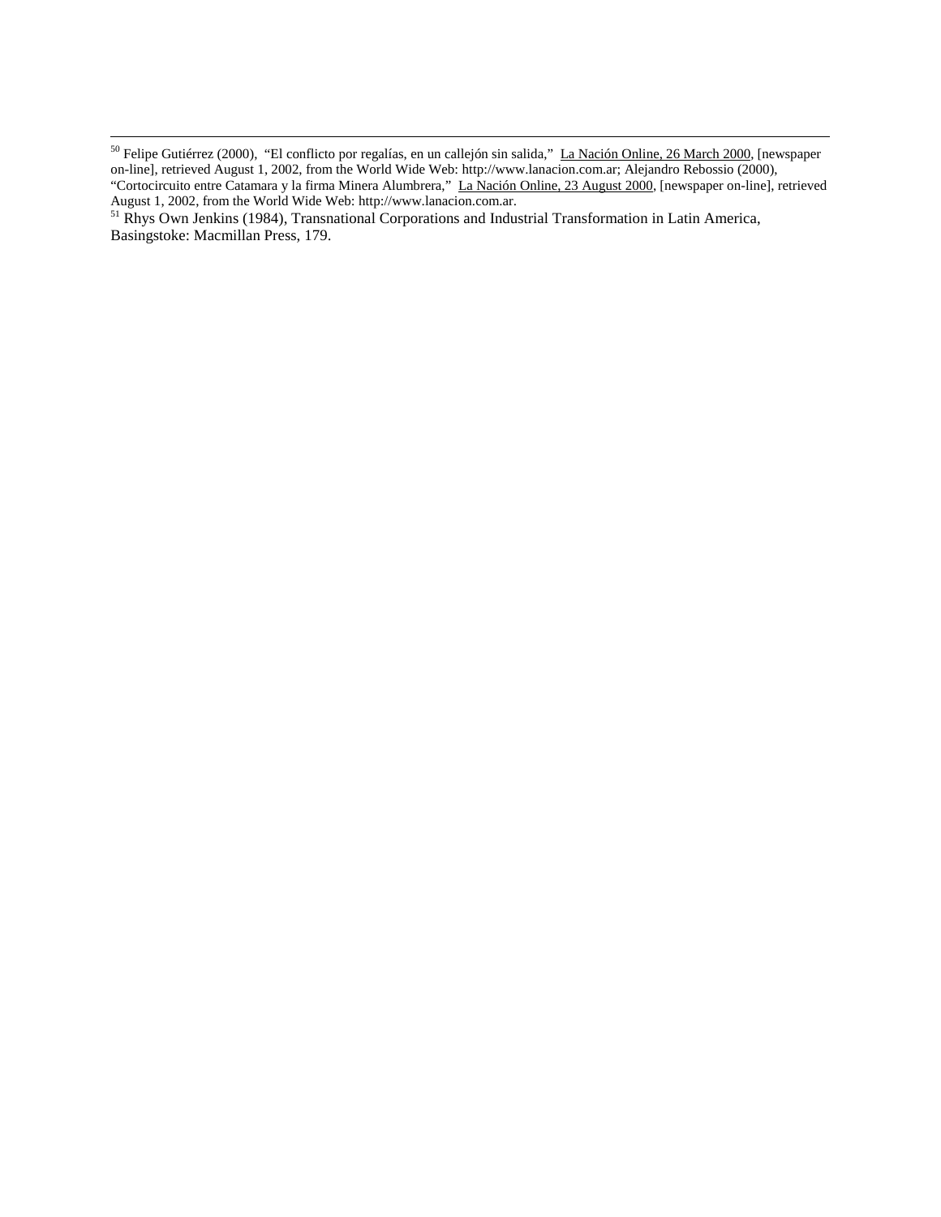[50] Felipe Gutiérrez (2000), "El conflicto por regalías, en un callejón sin salida," La Nación Online, 26 March 2000, [newspaper on-line], retrieved August 1, 2002, from the World Wide Web: http://www.lanacion.com.ar; Alejandro Rebossio (2000), "Cortocircuito entre Catamara y la firma Minera Alumbrera," La Nación Online, 23 August 2000, [newspaper on-line], retrieved August 1, 2002, from the World Wide Web: http://www.lanacion.com.ar.

[51] Rhys Own Jenkins (1984), Transnational Corporations and Industrial Transformation in Latin America, Basingstoke: Macmillan Press, 179.